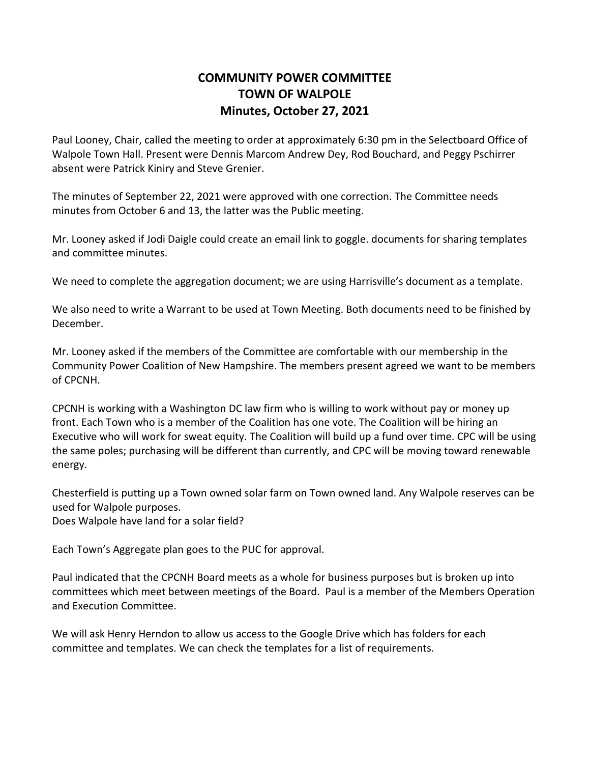# COMMUNITY POWER COMMITTEE
# TOWN OF WALPOLE
# Minutes, October 27, 2021

Paul Looney, Chair, called the meeting to order at approximately 6:30 pm in the Selectboard Office of Walpole Town Hall. Present were Dennis Marcom Andrew Dey, Rod Bouchard, and Peggy Pschirrer absent were Patrick Kiniry and Steve Grenier.

The minutes of September 22, 2021 were approved with one correction. The Committee needs minutes from October 6 and 13, the latter was the Public meeting.

Mr. Looney asked if Jodi Daigle could create an email link to goggle. documents for sharing templates and committee minutes.

We need to complete the aggregation document; we are using Harrisville's document as a template.

We also need to write a Warrant to be used at Town Meeting. Both documents need to be finished by December.

Mr. Looney asked if the members of the Committee are comfortable with our membership in the Community Power Coalition of New Hampshire. The members present agreed we want to be members of CPCNH.

CPCNH is working with a Washington DC law firm who is willing to work without pay or money up front. Each Town who is a member of the Coalition has one vote. The Coalition will be hiring an Executive who will work for sweat equity. The Coalition will build up a fund over time. CPC will be using the same poles; purchasing will be different than currently, and CPC will be moving toward renewable energy.

Chesterfield is putting up a Town owned solar farm on Town owned land. Any Walpole reserves can be used for Walpole purposes.
Does Walpole have land for a solar field?

Each Town's Aggregate plan goes to the PUC for approval.

Paul indicated that the CPCNH Board meets as a whole for business purposes but is broken up into committees which meet between meetings of the Board. Paul is a member of the Members Operation and Execution Committee.

We will ask Henry Herndon to allow us access to the Google Drive which has folders for each committee and templates. We can check the templates for a list of requirements.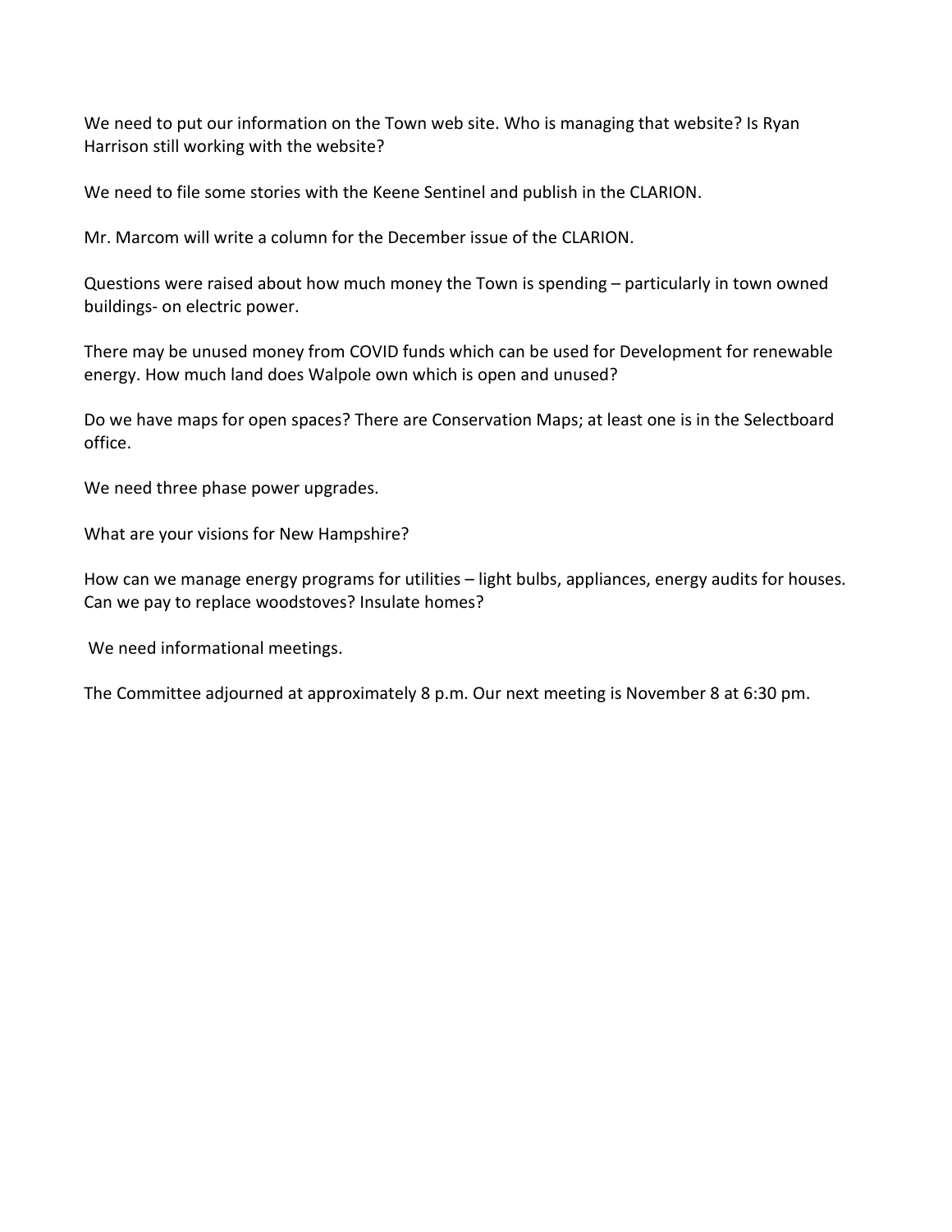We need to put our information on the Town web site. Who is managing that website? Is Ryan Harrison still working with the website?

We need to file some stories with the Keene Sentinel and publish in the CLARION.

Mr. Marcom will write a column for the December issue of the CLARION.

Questions were raised about how much money the Town is spending – particularly in town owned buildings- on electric power.

There may be unused money from COVID funds which can be used for Development for renewable energy. How much land does Walpole own which is open and unused?

Do we have maps for open spaces? There are Conservation Maps; at least one is in the Selectboard office.

We need three phase power upgrades.

What are your visions for New Hampshire?

How can we manage energy programs for utilities – light bulbs, appliances, energy audits for houses. Can we pay to replace woodstoves? Insulate homes?

We need informational meetings.

The Committee adjourned at approximately 8 p.m. Our next meeting is November 8 at 6:30 pm.